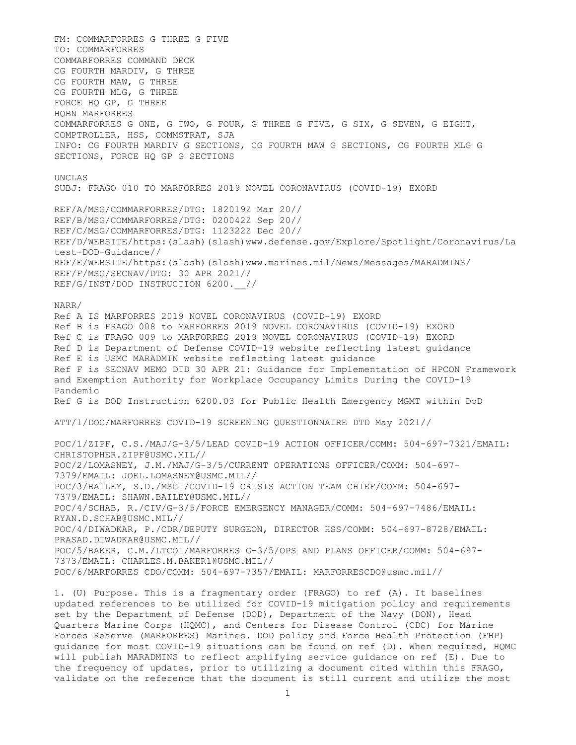FM: COMMARFORRES G THREE G FIVE
TO: COMMARFORRES
COMMARFORRES COMMAND DECK
CG FOURTH MARDIV, G THREE
CG FOURTH MAW, G THREE
CG FOURTH MLG, G THREE
FORCE HQ GP, G THREE
HQBN MARFORRES
COMMARFORRES G ONE, G TWO, G FOUR, G THREE G FIVE, G SIX, G SEVEN, G EIGHT, COMPTROLLER, HSS, COMMSTRAT, SJA
INFO: CG FOURTH MARDIV G SECTIONS, CG FOURTH MAW G SECTIONS, CG FOURTH MLG G SECTIONS, FORCE HQ GP G SECTIONS

UNCLAS
SUBJ: FRAGO 010 TO MARFORRES 2019 NOVEL CORONAVIRUS (COVID-19) EXORD

REF/A/MSG/COMMARFORRES/DTG: 182019Z Mar 20//
REF/B/MSG/COMMARFORRES/DTG: 020042Z Sep 20//
REF/C/MSG/COMMARFORRES/DTG: 112322Z Dec 20//
REF/D/WEBSITE/https:(slash)(slash)www.defense.gov/Explore/Spotlight/Coronavirus/Latest-DOD-Guidance//
REF/E/WEBSITE/https:(slash)(slash)www.marines.mil/News/Messages/MARADMINS/
REF/F/MSG/SECNAV/DTG: 30 APR 2021//
REF/G/INST/DOD INSTRUCTION 6200.__//

NARR/
Ref A IS MARFORRES 2019 NOVEL CORONAVIRUS (COVID-19) EXORD
Ref B is FRAGO 008 to MARFORRES 2019 NOVEL CORONAVIRUS (COVID-19) EXORD
Ref C is FRAGO 009 to MARFORRES 2019 NOVEL CORONAVIRUS (COVID-19) EXORD
Ref D is Department of Defense COVID-19 website reflecting latest guidance
Ref E is USMC MARADMIN website reflecting latest guidance
Ref F is SECNAV MEMO DTD 30 APR 21: Guidance for Implementation of HPCON Framework and Exemption Authority for Workplace Occupancy Limits During the COVID-19 Pandemic
Ref G is DOD Instruction 6200.03 for Public Health Emergency MGMT within DoD

ATT/1/DOC/MARFORRES COVID-19 SCREENING QUESTIONNAIRE DTD May 2021//

POC/1/ZIPF, C.S./MAJ/G-3/5/LEAD COVID-19 ACTION OFFICER/COMM: 504-697-7321/EMAIL: CHRISTOPHER.ZIPF@USMC.MIL//
POC/2/LOMASNEY, J.M./MAJ/G-3/5/CURRENT OPERATIONS OFFICER/COMM: 504-697-7379/EMAIL: JOEL.LOMASNEY@USMC.MIL//
POC/3/BAILEY, S.D./MSGT/COVID-19 CRISIS ACTION TEAM CHIEF/COMM: 504-697-7379/EMAIL: SHAWN.BAILEY@USMC.MIL//
POC/4/SCHAB, R./CIV/G-3/5/FORCE EMERGENCY MANAGER/COMM: 504-697-7486/EMAIL: RYAN.D.SCHAB@USMC.MIL//
POC/4/DIWADKAR, P./CDR/DEPUTY SURGEON, DIRECTOR HSS/COMM: 504-697-8728/EMAIL: PRASAD.DIWADKAR@USMC.MIL//
POC/5/BAKER, C.M./LTCOL/MARFORRES G-3/5/OPS AND PLANS OFFICER/COMM: 504-697-7373/EMAIL: CHARLES.M.BAKER1@USMC.MIL//
POC/6/MARFORRES CDO/COMM: 504-697-7357/EMAIL: MARFORRESCDO@usmc.mil//

1. (U) Purpose. This is a fragmentary order (FRAGO) to ref (A). It baselines updated references to be utilized for COVID-19 mitigation policy and requirements set by the Department of Defense (DOD), Department of the Navy (DON), Head Quarters Marine Corps (HQMC), and Centers for Disease Control (CDC) for Marine Forces Reserve (MARFORRES) Marines. DOD policy and Force Health Protection (FHP) guidance for most COVID-19 situations can be found on ref (D). When required, HQMC will publish MARADMINS to reflect amplifying service guidance on ref (E). Due to the frequency of updates, prior to utilizing a document cited within this FRAGO, validate on the reference that the document is still current and utilize the most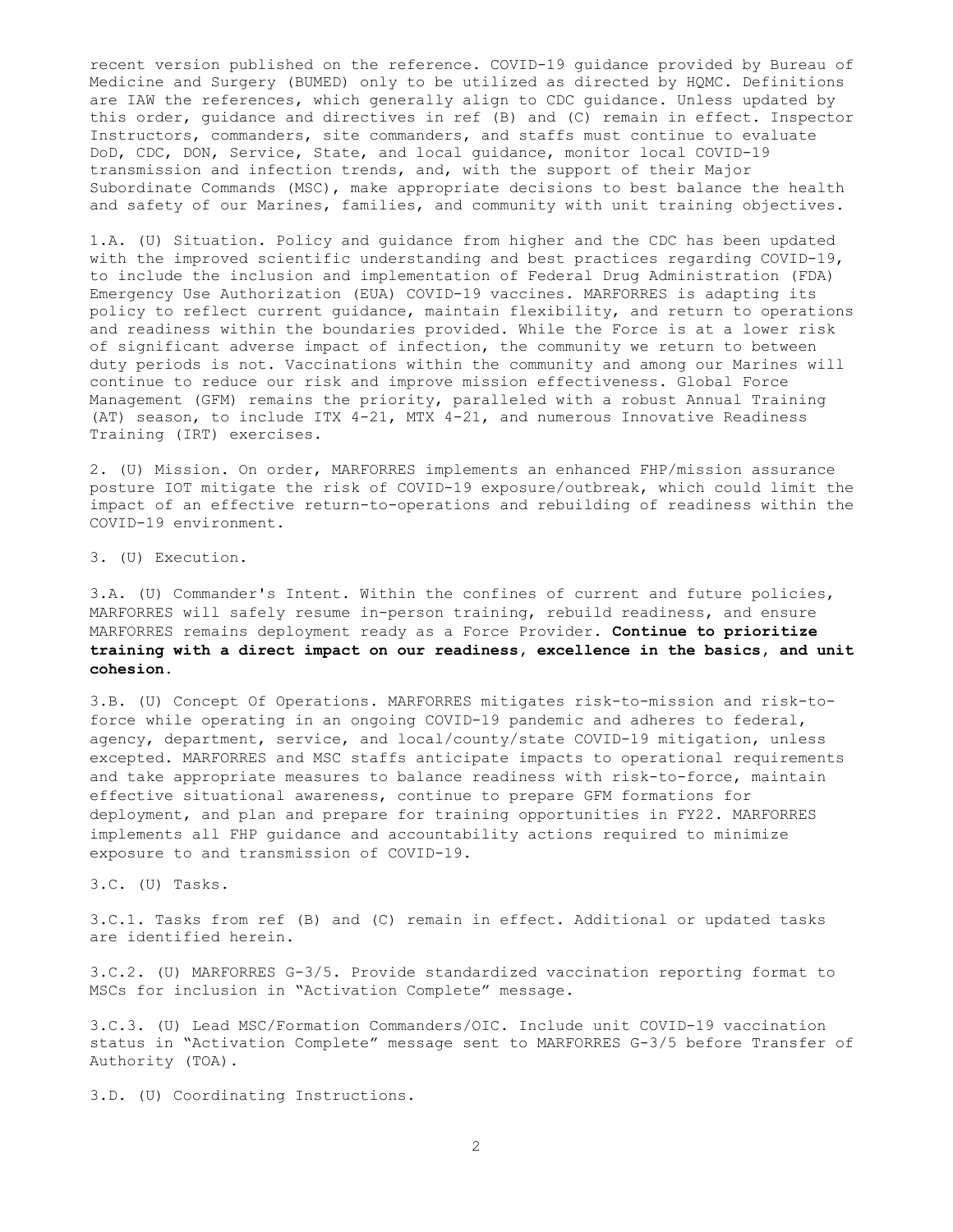recent version published on the reference. COVID-19 guidance provided by Bureau of Medicine and Surgery (BUMED) only to be utilized as directed by HQMC. Definitions are IAW the references, which generally align to CDC guidance. Unless updated by this order, guidance and directives in ref (B) and (C) remain in effect. Inspector Instructors, commanders, site commanders, and staffs must continue to evaluate DoD, CDC, DON, Service, State, and local guidance, monitor local COVID-19 transmission and infection trends, and, with the support of their Major Subordinate Commands (MSC), make appropriate decisions to best balance the health and safety of our Marines, families, and community with unit training objectives.

1.A. (U) Situation. Policy and guidance from higher and the CDC has been updated with the improved scientific understanding and best practices regarding COVID-19, to include the inclusion and implementation of Federal Drug Administration (FDA) Emergency Use Authorization (EUA) COVID-19 vaccines. MARFORRES is adapting its policy to reflect current guidance, maintain flexibility, and return to operations and readiness within the boundaries provided. While the Force is at a lower risk of significant adverse impact of infection, the community we return to between duty periods is not. Vaccinations within the community and among our Marines will continue to reduce our risk and improve mission effectiveness. Global Force Management (GFM) remains the priority, paralleled with a robust Annual Training (AT) season, to include ITX 4-21, MTX 4-21, and numerous Innovative Readiness Training (IRT) exercises.

2. (U) Mission. On order, MARFORRES implements an enhanced FHP/mission assurance posture IOT mitigate the risk of COVID-19 exposure/outbreak, which could limit the impact of an effective return-to-operations and rebuilding of readiness within the COVID-19 environment.

3. (U) Execution.

3.A. (U) Commander's Intent. Within the confines of current and future policies, MARFORRES will safely resume in-person training, rebuild readiness, and ensure MARFORRES remains deployment ready as a Force Provider. **Continue to prioritize training with a direct impact on our readiness, excellence in the basics, and unit cohesion.**

3.B. (U) Concept Of Operations. MARFORRES mitigates risk-to-mission and risk-to-force while operating in an ongoing COVID-19 pandemic and adheres to federal, agency, department, service, and local/county/state COVID-19 mitigation, unless excepted. MARFORRES and MSC staffs anticipate impacts to operational requirements and take appropriate measures to balance readiness with risk-to-force, maintain effective situational awareness, continue to prepare GFM formations for deployment, and plan and prepare for training opportunities in FY22. MARFORRES implements all FHP guidance and accountability actions required to minimize exposure to and transmission of COVID-19.

3.C. (U) Tasks.

3.C.1. Tasks from ref (B) and (C) remain in effect. Additional or updated tasks are identified herein.

3.C.2. (U) MARFORRES G-3/5. Provide standardized vaccination reporting format to MSCs for inclusion in "Activation Complete" message.

3.C.3. (U) Lead MSC/Formation Commanders/OIC. Include unit COVID-19 vaccination status in "Activation Complete" message sent to MARFORRES G-3/5 before Transfer of Authority (TOA).

3.D. (U) Coordinating Instructions.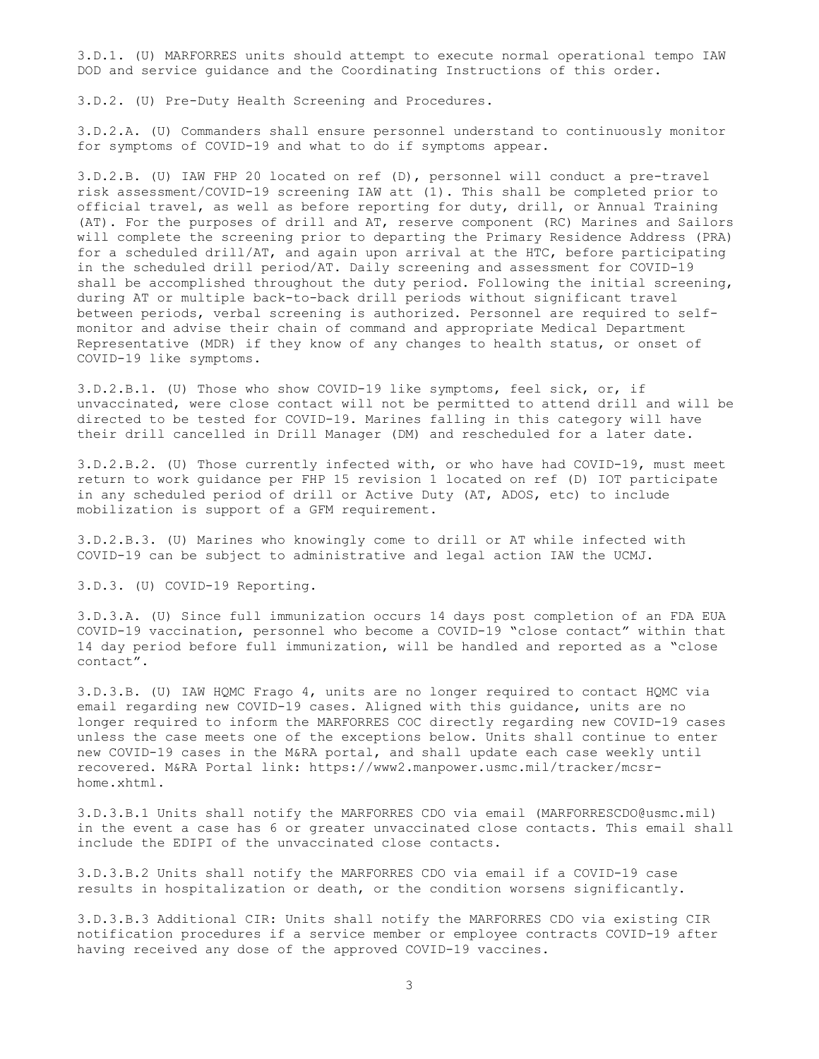3.D.1. (U) MARFORRES units should attempt to execute normal operational tempo IAW DOD and service guidance and the Coordinating Instructions of this order.

3.D.2. (U) Pre-Duty Health Screening and Procedures.

3.D.2.A. (U) Commanders shall ensure personnel understand to continuously monitor for symptoms of COVID-19 and what to do if symptoms appear.

3.D.2.B. (U) IAW FHP 20 located on ref (D), personnel will conduct a pre-travel risk assessment/COVID-19 screening IAW att (1). This shall be completed prior to official travel, as well as before reporting for duty, drill, or Annual Training (AT). For the purposes of drill and AT, reserve component (RC) Marines and Sailors will complete the screening prior to departing the Primary Residence Address (PRA) for a scheduled drill/AT, and again upon arrival at the HTC, before participating in the scheduled drill period/AT. Daily screening and assessment for COVID-19 shall be accomplished throughout the duty period. Following the initial screening, during AT or multiple back-to-back drill periods without significant travel between periods, verbal screening is authorized. Personnel are required to self-monitor and advise their chain of command and appropriate Medical Department Representative (MDR) if they know of any changes to health status, or onset of COVID-19 like symptoms.

3.D.2.B.1. (U) Those who show COVID-19 like symptoms, feel sick, or, if unvaccinated, were close contact will not be permitted to attend drill and will be directed to be tested for COVID-19. Marines falling in this category will have their drill cancelled in Drill Manager (DM) and rescheduled for a later date.

3.D.2.B.2. (U) Those currently infected with, or who have had COVID-19, must meet return to work guidance per FHP 15 revision 1 located on ref (D) IOT participate in any scheduled period of drill or Active Duty (AT, ADOS, etc) to include mobilization is support of a GFM requirement.

3.D.2.B.3. (U) Marines who knowingly come to drill or AT while infected with COVID-19 can be subject to administrative and legal action IAW the UCMJ.

3.D.3. (U) COVID-19 Reporting.

3.D.3.A. (U) Since full immunization occurs 14 days post completion of an FDA EUA COVID-19 vaccination, personnel who become a COVID-19 "close contact" within that 14 day period before full immunization, will be handled and reported as a "close contact".

3.D.3.B. (U) IAW HQMC Frago 4, units are no longer required to contact HQMC via email regarding new COVID-19 cases. Aligned with this guidance, units are no longer required to inform the MARFORRES COC directly regarding new COVID-19 cases unless the case meets one of the exceptions below. Units shall continue to enter new COVID-19 cases in the M&RA portal, and shall update each case weekly until recovered. M&RA Portal link: https://www2.manpower.usmc.mil/tracker/mcsr-home.xhtml.

3.D.3.B.1 Units shall notify the MARFORRES CDO via email (MARFORRESCDO@usmc.mil) in the event a case has 6 or greater unvaccinated close contacts. This email shall include the EDIPI of the unvaccinated close contacts.

3.D.3.B.2 Units shall notify the MARFORRES CDO via email if a COVID-19 case results in hospitalization or death, or the condition worsens significantly.

3.D.3.B.3 Additional CIR: Units shall notify the MARFORRES CDO via existing CIR notification procedures if a service member or employee contracts COVID-19 after having received any dose of the approved COVID-19 vaccines.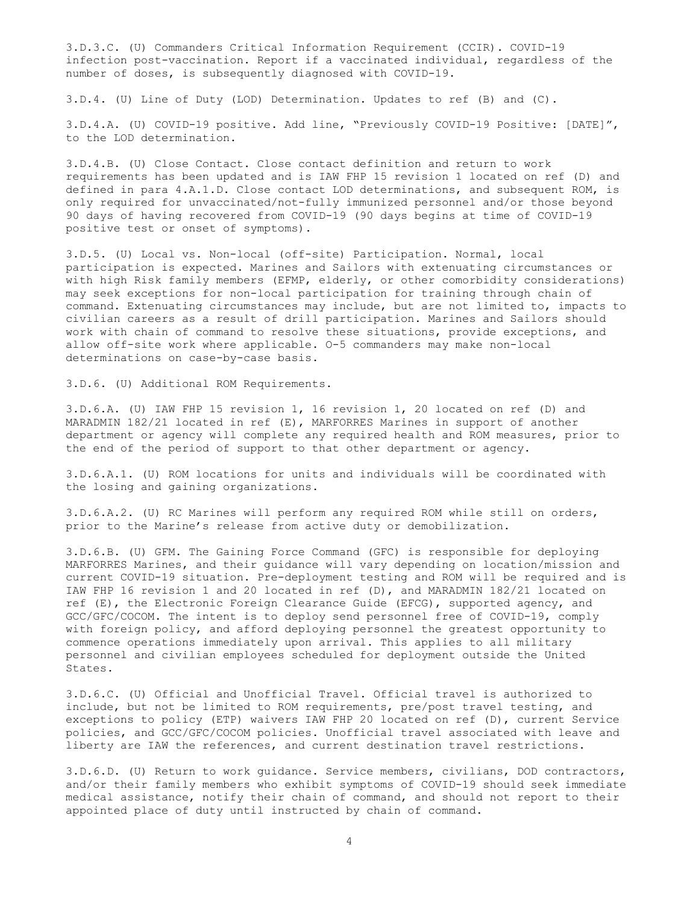3.D.3.C. (U) Commanders Critical Information Requirement (CCIR). COVID-19 infection post-vaccination. Report if a vaccinated individual, regardless of the number of doses, is subsequently diagnosed with COVID-19.

3.D.4. (U) Line of Duty (LOD) Determination. Updates to ref (B) and (C).

3.D.4.A. (U) COVID-19 positive. Add line, "Previously COVID-19 Positive: [DATE]", to the LOD determination.

3.D.4.B. (U) Close Contact. Close contact definition and return to work requirements has been updated and is IAW FHP 15 revision 1 located on ref (D) and defined in para 4.A.1.D. Close contact LOD determinations, and subsequent ROM, is only required for unvaccinated/not-fully immunized personnel and/or those beyond 90 days of having recovered from COVID-19 (90 days begins at time of COVID-19 positive test or onset of symptoms).

3.D.5. (U) Local vs. Non-local (off-site) Participation. Normal, local participation is expected. Marines and Sailors with extenuating circumstances or with high Risk family members (EFMP, elderly, or other comorbidity considerations) may seek exceptions for non-local participation for training through chain of command. Extenuating circumstances may include, but are not limited to, impacts to civilian careers as a result of drill participation. Marines and Sailors should work with chain of command to resolve these situations, provide exceptions, and allow off-site work where applicable. O-5 commanders may make non-local determinations on case-by-case basis.

3.D.6. (U) Additional ROM Requirements.

3.D.6.A. (U) IAW FHP 15 revision 1, 16 revision 1, 20 located on ref (D) and MARADMIN 182/21 located in ref (E), MARFORRES Marines in support of another department or agency will complete any required health and ROM measures, prior to the end of the period of support to that other department or agency.

3.D.6.A.1. (U) ROM locations for units and individuals will be coordinated with the losing and gaining organizations.

3.D.6.A.2. (U) RC Marines will perform any required ROM while still on orders, prior to the Marine's release from active duty or demobilization.

3.D.6.B. (U) GFM. The Gaining Force Command (GFC) is responsible for deploying MARFORRES Marines, and their guidance will vary depending on location/mission and current COVID-19 situation. Pre-deployment testing and ROM will be required and is IAW FHP 16 revision 1 and 20 located in ref (D), and MARADMIN 182/21 located on ref (E), the Electronic Foreign Clearance Guide (EFCG), supported agency, and GCC/GFC/COCOM. The intent is to deploy send personnel free of COVID-19, comply with foreign policy, and afford deploying personnel the greatest opportunity to commence operations immediately upon arrival. This applies to all military personnel and civilian employees scheduled for deployment outside the United States.

3.D.6.C. (U) Official and Unofficial Travel. Official travel is authorized to include, but not be limited to ROM requirements, pre/post travel testing, and exceptions to policy (ETP) waivers IAW FHP 20 located on ref (D), current Service policies, and GCC/GFC/COCOM policies. Unofficial travel associated with leave and liberty are IAW the references, and current destination travel restrictions.

3.D.6.D. (U) Return to work guidance. Service members, civilians, DOD contractors, and/or their family members who exhibit symptoms of COVID-19 should seek immediate medical assistance, notify their chain of command, and should not report to their appointed place of duty until instructed by chain of command.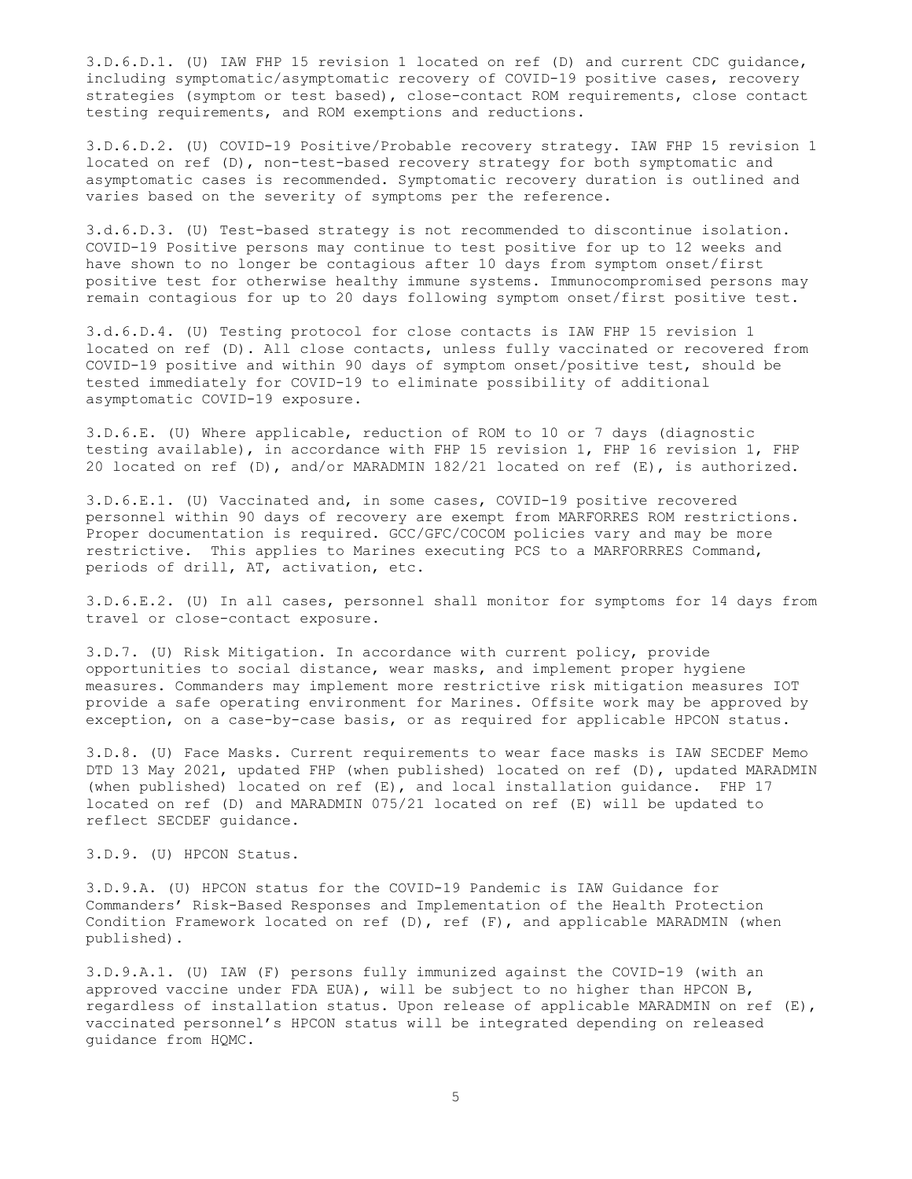3.D.6.D.1. (U) IAW FHP 15 revision 1 located on ref (D) and current CDC guidance, including symptomatic/asymptomatic recovery of COVID-19 positive cases, recovery strategies (symptom or test based), close-contact ROM requirements, close contact testing requirements, and ROM exemptions and reductions.

3.D.6.D.2. (U) COVID-19 Positive/Probable recovery strategy. IAW FHP 15 revision 1 located on ref (D), non-test-based recovery strategy for both symptomatic and asymptomatic cases is recommended. Symptomatic recovery duration is outlined and varies based on the severity of symptoms per the reference.

3.d.6.D.3. (U) Test-based strategy is not recommended to discontinue isolation. COVID-19 Positive persons may continue to test positive for up to 12 weeks and have shown to no longer be contagious after 10 days from symptom onset/first positive test for otherwise healthy immune systems. Immunocompromised persons may remain contagious for up to 20 days following symptom onset/first positive test.

3.d.6.D.4. (U) Testing protocol for close contacts is IAW FHP 15 revision 1 located on ref (D). All close contacts, unless fully vaccinated or recovered from COVID-19 positive and within 90 days of symptom onset/positive test, should be tested immediately for COVID-19 to eliminate possibility of additional asymptomatic COVID-19 exposure.

3.D.6.E. (U) Where applicable, reduction of ROM to 10 or 7 days (diagnostic testing available), in accordance with FHP 15 revision 1, FHP 16 revision 1, FHP 20 located on ref (D), and/or MARADMIN 182/21 located on ref (E), is authorized.

3.D.6.E.1. (U) Vaccinated and, in some cases, COVID-19 positive recovered personnel within 90 days of recovery are exempt from MARFORRES ROM restrictions. Proper documentation is required. GCC/GFC/COCOM policies vary and may be more restrictive. This applies to Marines executing PCS to a MARFORRRES Command, periods of drill, AT, activation, etc.

3.D.6.E.2. (U) In all cases, personnel shall monitor for symptoms for 14 days from travel or close-contact exposure.

3.D.7. (U) Risk Mitigation. In accordance with current policy, provide opportunities to social distance, wear masks, and implement proper hygiene measures. Commanders may implement more restrictive risk mitigation measures IOT provide a safe operating environment for Marines. Offsite work may be approved by exception, on a case-by-case basis, or as required for applicable HPCON status.

3.D.8. (U) Face Masks. Current requirements to wear face masks is IAW SECDEF Memo DTD 13 May 2021, updated FHP (when published) located on ref (D), updated MARADMIN (when published) located on ref (E), and local installation guidance. FHP 17 located on ref (D) and MARADMIN 075/21 located on ref (E) will be updated to reflect SECDEF guidance.

3.D.9. (U) HPCON Status.

3.D.9.A. (U) HPCON status for the COVID-19 Pandemic is IAW Guidance for Commanders' Risk-Based Responses and Implementation of the Health Protection Condition Framework located on ref (D), ref (F), and applicable MARADMIN (when published).

3.D.9.A.1. (U) IAW (F) persons fully immunized against the COVID-19 (with an approved vaccine under FDA EUA), will be subject to no higher than HPCON B, regardless of installation status. Upon release of applicable MARADMIN on ref (E), vaccinated personnel's HPCON status will be integrated depending on released guidance from HQMC.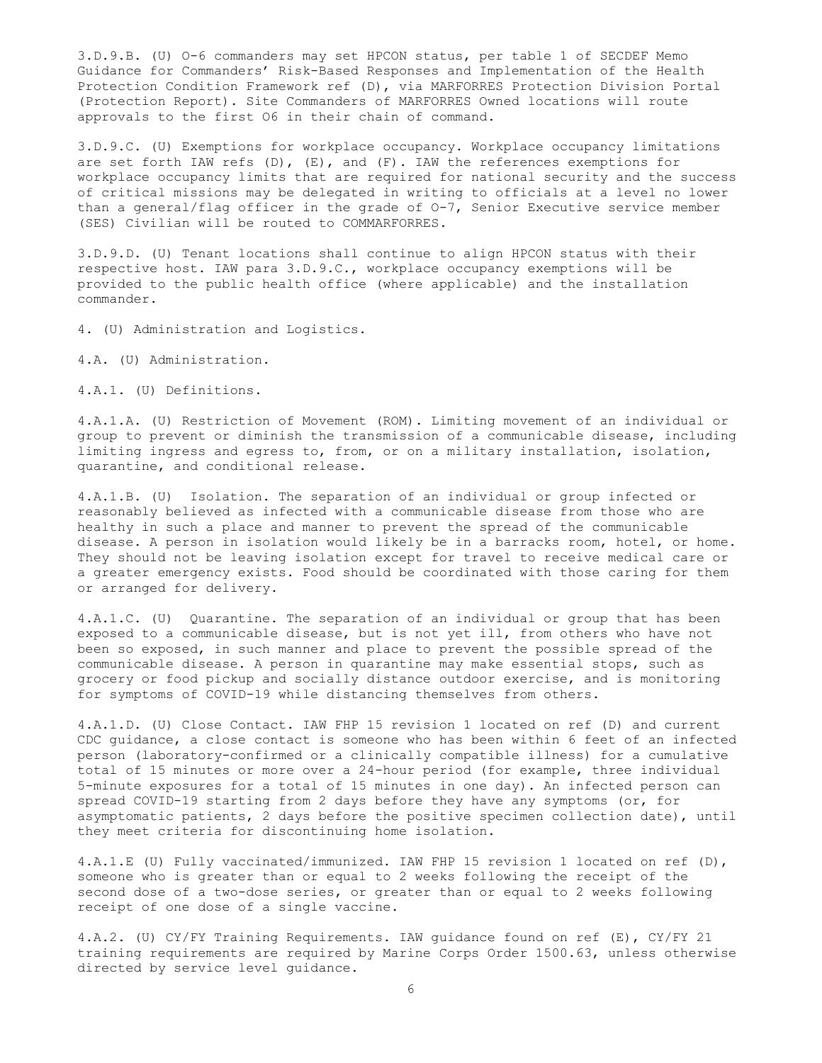3.D.9.B. (U) O-6 commanders may set HPCON status, per table 1 of SECDEF Memo Guidance for Commanders' Risk-Based Responses and Implementation of the Health Protection Condition Framework ref (D), via MARFORRES Protection Division Portal (Protection Report). Site Commanders of MARFORRES Owned locations will route approvals to the first O6 in their chain of command.

3.D.9.C. (U) Exemptions for workplace occupancy. Workplace occupancy limitations are set forth IAW refs (D), (E), and (F). IAW the references exemptions for workplace occupancy limits that are required for national security and the success of critical missions may be delegated in writing to officials at a level no lower than a general/flag officer in the grade of O-7, Senior Executive service member (SES) Civilian will be routed to COMMARFORRES.

3.D.9.D. (U) Tenant locations shall continue to align HPCON status with their respective host. IAW para 3.D.9.C., workplace occupancy exemptions will be provided to the public health office (where applicable) and the installation commander.

4. (U) Administration and Logistics.

4.A. (U) Administration.

4.A.1. (U) Definitions.

4.A.1.A. (U) Restriction of Movement (ROM). Limiting movement of an individual or group to prevent or diminish the transmission of a communicable disease, including limiting ingress and egress to, from, or on a military installation, isolation, quarantine, and conditional release.

4.A.1.B. (U) Isolation. The separation of an individual or group infected or reasonably believed as infected with a communicable disease from those who are healthy in such a place and manner to prevent the spread of the communicable disease. A person in isolation would likely be in a barracks room, hotel, or home. They should not be leaving isolation except for travel to receive medical care or a greater emergency exists. Food should be coordinated with those caring for them or arranged for delivery.

4.A.1.C. (U) Quarantine. The separation of an individual or group that has been exposed to a communicable disease, but is not yet ill, from others who have not been so exposed, in such manner and place to prevent the possible spread of the communicable disease. A person in quarantine may make essential stops, such as grocery or food pickup and socially distance outdoor exercise, and is monitoring for symptoms of COVID-19 while distancing themselves from others.

4.A.1.D. (U) Close Contact. IAW FHP 15 revision 1 located on ref (D) and current CDC guidance, a close contact is someone who has been within 6 feet of an infected person (laboratory-confirmed or a clinically compatible illness) for a cumulative total of 15 minutes or more over a 24-hour period (for example, three individual 5-minute exposures for a total of 15 minutes in one day). An infected person can spread COVID-19 starting from 2 days before they have any symptoms (or, for asymptomatic patients, 2 days before the positive specimen collection date), until they meet criteria for discontinuing home isolation.

4.A.1.E (U) Fully vaccinated/immunized. IAW FHP 15 revision 1 located on ref (D), someone who is greater than or equal to 2 weeks following the receipt of the second dose of a two-dose series, or greater than or equal to 2 weeks following receipt of one dose of a single vaccine.

4.A.2. (U) CY/FY Training Requirements. IAW guidance found on ref (E), CY/FY 21 training requirements are required by Marine Corps Order 1500.63, unless otherwise directed by service level guidance.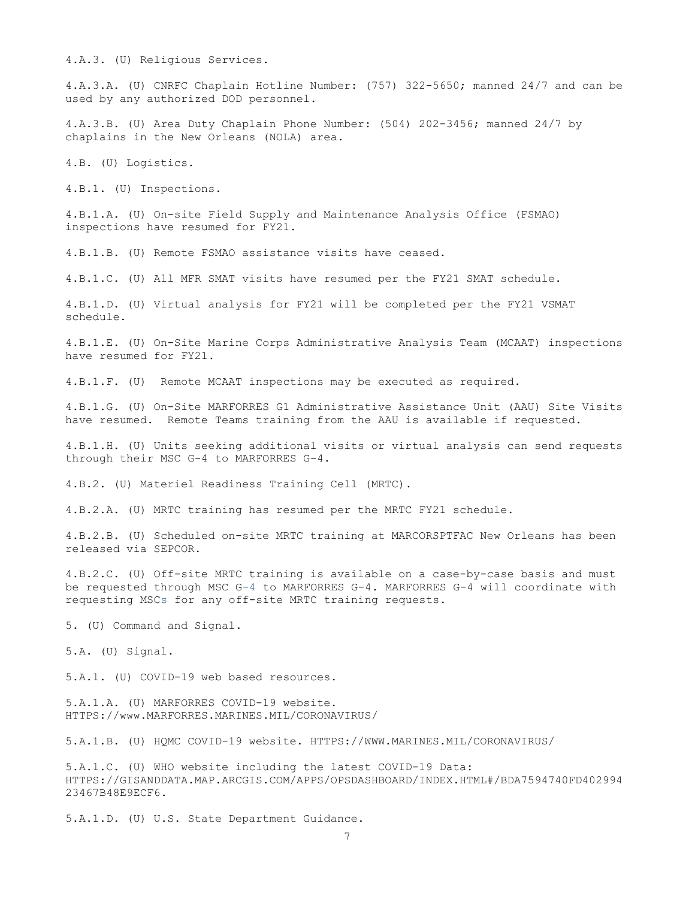4.A.3. (U) Religious Services.

4.A.3.A. (U) CNRFC Chaplain Hotline Number: (757) 322-5650; manned 24/7 and can be used by any authorized DOD personnel.

4.A.3.B. (U) Area Duty Chaplain Phone Number: (504) 202-3456; manned 24/7 by chaplains in the New Orleans (NOLA) area.

4.B. (U) Logistics.

4.B.1. (U) Inspections.

4.B.1.A. (U) On-site Field Supply and Maintenance Analysis Office (FSMAO) inspections have resumed for FY21.

4.B.1.B. (U) Remote FSMAO assistance visits have ceased.

4.B.1.C. (U) All MFR SMAT visits have resumed per the FY21 SMAT schedule.

4.B.1.D. (U) Virtual analysis for FY21 will be completed per the FY21 VSMAT schedule.

4.B.1.E. (U) On-Site Marine Corps Administrative Analysis Team (MCAAT) inspections have resumed for FY21.

4.B.1.F. (U) Remote MCAAT inspections may be executed as required.

4.B.1.G. (U) On-Site MARFORRES G1 Administrative Assistance Unit (AAU) Site Visits have resumed. Remote Teams training from the AAU is available if requested.

4.B.1.H. (U) Units seeking additional visits or virtual analysis can send requests through their MSC G-4 to MARFORRES G-4.

4.B.2. (U) Materiel Readiness Training Cell (MRTC).

4.B.2.A. (U) MRTC training has resumed per the MRTC FY21 schedule.

4.B.2.B. (U) Scheduled on-site MRTC training at MARCORSPTFAC New Orleans has been released via SEPCOR.

4.B.2.C. (U) Off-site MRTC training is available on a case-by-case basis and must be requested through MSC G-4 to MARFORRES G-4. MARFORRES G-4 will coordinate with requesting MSCs for any off-site MRTC training requests.

5. (U) Command and Signal.

5.A. (U) Signal.

5.A.1. (U) COVID-19 web based resources.

5.A.1.A. (U) MARFORRES COVID-19 website. HTTPS://www.MARFORRES.MARINES.MIL/CORONAVIRUS/

5.A.1.B. (U) HQMC COVID-19 website. HTTPS://WWW.MARINES.MIL/CORONAVIRUS/

5.A.1.C. (U) WHO website including the latest COVID-19 Data: HTTPS://GISANDDATA.MAP.ARCGIS.COM/APPS/OPSDASHBOARD/INDEX.HTML#/BDA7594740FD40299423467B48E9ECF6.

5.A.1.D. (U) U.S. State Department Guidance.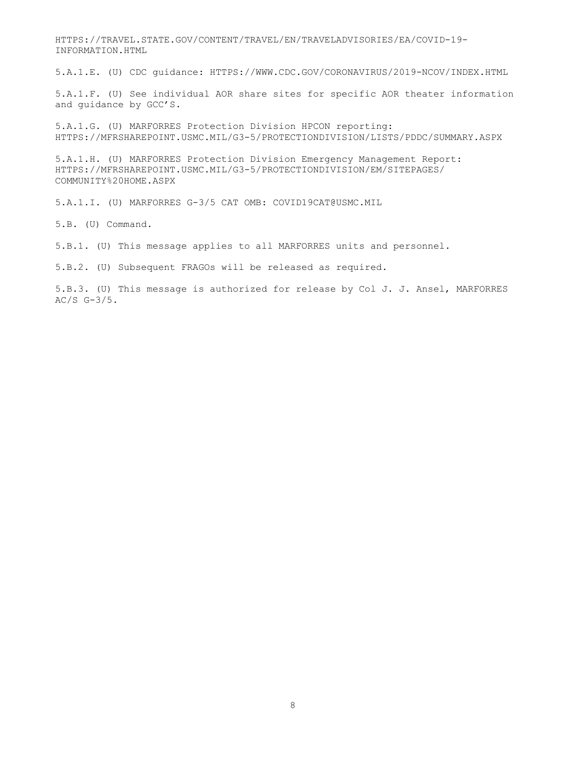HTTPS://TRAVEL.STATE.GOV/CONTENT/TRAVEL/EN/TRAVELADVISORIES/EA/COVID-19-INFORMATION.HTML

5.A.1.E. (U) CDC guidance: HTTPS://WWW.CDC.GOV/CORONAVIRUS/2019-NCOV/INDEX.HTML

5.A.1.F. (U) See individual AOR share sites for specific AOR theater information and guidance by GCC'S.

5.A.1.G. (U) MARFORRES Protection Division HPCON reporting: HTTPS://MFRSHAREPOINT.USMC.MIL/G3-5/PROTECTIONDIVISION/LISTS/PDDC/SUMMARY.ASPX

5.A.1.H. (U) MARFORRES Protection Division Emergency Management Report: HTTPS://MFRSHAREPOINT.USMC.MIL/G3-5/PROTECTIONDIVISION/EM/SITEPAGES/COMMUNITY%20HOME.ASPX

5.A.1.I. (U) MARFORRES G-3/5 CAT OMB: COVID19CAT@USMC.MIL

5.B. (U) Command.

5.B.1. (U) This message applies to all MARFORRES units and personnel.

5.B.2. (U) Subsequent FRAGOs will be released as required.

5.B.3. (U) This message is authorized for release by Col J. J. Ansel, MARFORRES AC/S G-3/5.